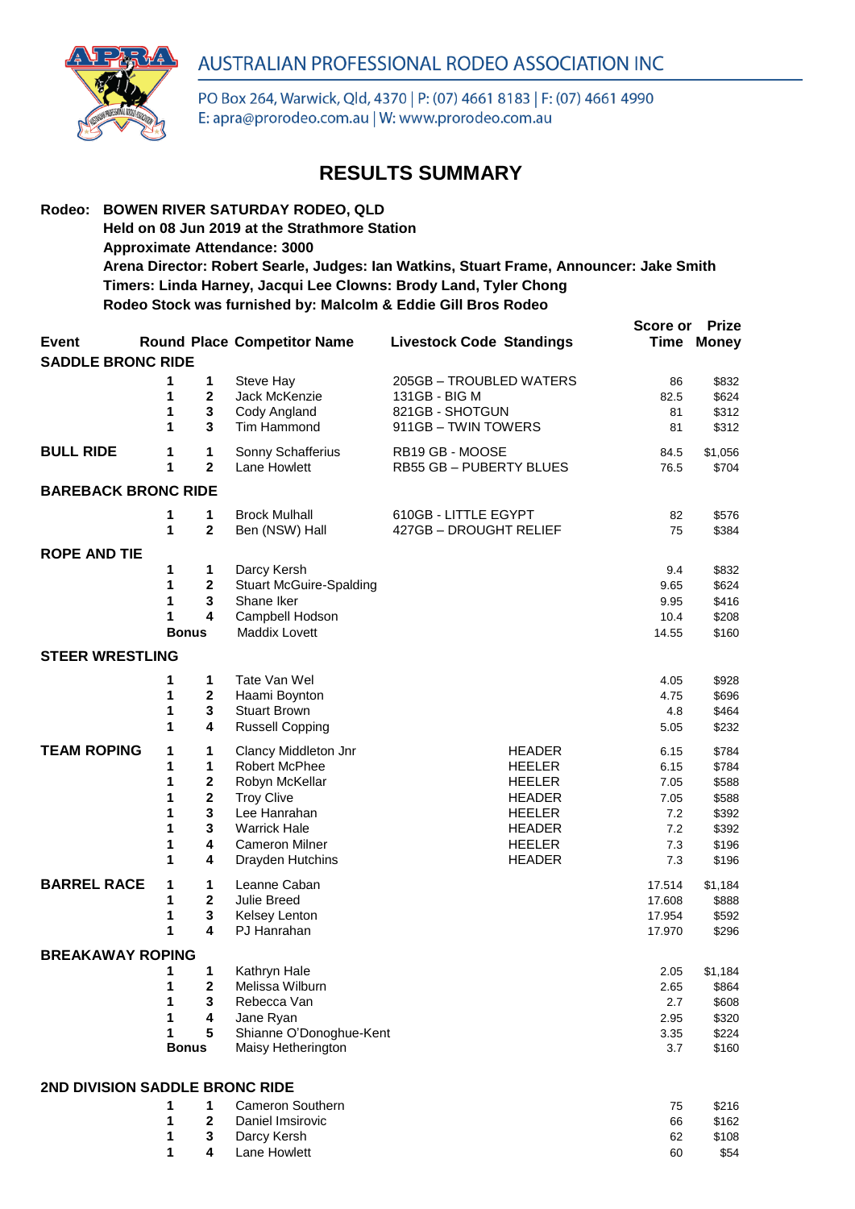# AUSTRALIAN PROFESSIONAL RODEO ASSOCIATION INC

PO Box 264, Warwick, Qld, 4370 | P: (07) 4661 8183 | F: (07) 4661 4990
E: apra@prorodeo.com.au | W: www.prorodeo.com.au

## RESULTS SUMMARY

**Rodeo: BOWEN RIVER SATURDAY RODEO, QLD**
**Held on 08 Jun 2019 at the Strathmore Station**
**Approximate Attendance: 3000**
**Arena Director: Robert Searle, Judges: Ian Watkins, Stuart Frame, Announcer: Jake Smith**
**Timers: Linda Harney, Jacqui Lee Clowns: Brody Land, Tyler Chong**
**Rodeo Stock was furnished by: Malcolm & Eddie Gill Bros Rodeo**

| Event | Round | Place | Competitor Name | Livestock Code | Standings | Score or Time | Prize Money |
|---|---|---|---|---|---|---|---|
| **SADDLE BRONC RIDE** | | | | | | | |
| | 1 | 1 | Steve Hay | 205GB – TROUBLED WATERS | | 86 | $832 |
| | 1 | 2 | Jack McKenzie | 131GB - BIG M | | 82.5 | $624 |
| | 1 | 3 | Cody Angland | 821GB - SHOTGUN | | 81 | $312 |
| | 1 | 3 | Tim Hammond | 911GB – TWIN TOWERS | | 81 | $312 |
| **BULL RIDE** | 1 | 1 | Sonny Schafferius | RB19 GB - MOOSE | | 84.5 | $1,056 |
| | 1 | 2 | Lane Howlett | RB55 GB – PUBERTY BLUES | | 76.5 | $704 |
| **BAREBACK BRONC RIDE** | | | | | | | |
| | 1 | 1 | Brock Mulhall | 610GB - LITTLE EGYPT | | 82 | $576 |
| | 1 | 2 | Ben (NSW) Hall | 427GB – DROUGHT RELIEF | | 75 | $384 |
| **ROPE AND TIE** | | | | | | | |
| | 1 | 1 | Darcy Kersh | | | 9.4 | $832 |
| | 1 | 2 | Stuart McGuire-Spalding | | | 9.65 | $624 |
| | 1 | 3 | Shane Iker | | | 9.95 | $416 |
| | 1 | 4 | Campbell Hodson | | | 10.4 | $208 |
| | Bonus | | Maddix Lovett | | | 14.55 | $160 |
| **STEER WRESTLING** | | | | | | | |
| | 1 | 1 | Tate Van Wel | | | 4.05 | $928 |
| | 1 | 2 | Haami Boynton | | | 4.75 | $696 |
| | 1 | 3 | Stuart Brown | | | 4.8 | $464 |
| | 1 | 4 | Russell Copping | | | 5.05 | $232 |
| **TEAM ROPING** | 1 | 1 | Clancy Middleton Jnr | | HEADER | 6.15 | $784 |
| | 1 | 1 | Robert McPhee | | HEELER | 6.15 | $784 |
| | 1 | 2 | Robyn McKellar | | HEELER | 7.05 | $588 |
| | 1 | 2 | Troy Clive | | HEADER | 7.05 | $588 |
| | 1 | 3 | Lee Hanrahan | | HEELER | 7.2 | $392 |
| | 1 | 3 | Warrick Hale | | HEADER | 7.2 | $392 |
| | 1 | 4 | Cameron Milner | | HEELER | 7.3 | $196 |
| | 1 | 4 | Drayden Hutchins | | HEADER | 7.3 | $196 |
| **BARREL RACE** | 1 | 1 | Leanne Caban | | | 17.514 | $1,184 |
| | 1 | 2 | Julie Breed | | | 17.608 | $888 |
| | 1 | 3 | Kelsey Lenton | | | 17.954 | $592 |
| | 1 | 4 | PJ Hanrahan | | | 17.970 | $296 |
| **BREAKAWAY ROPING** | | | | | | | |
| | 1 | 1 | Kathryn Hale | | | 2.05 | $1,184 |
| | 1 | 2 | Melissa Wilburn | | | 2.65 | $864 |
| | 1 | 3 | Rebecca Van | | | 2.7 | $608 |
| | 1 | 4 | Jane Ryan | | | 2.95 | $320 |
| | 1 | 5 | Shianne O'Donoghue-Kent | | | 3.35 | $224 |
| | Bonus | | Maisy Hetherington | | | 3.7 | $160 |
| **2ND DIVISION SADDLE BRONC RIDE** | | | | | | | |
| | 1 | 1 | Cameron Southern | | | 75 | $216 |
| | 1 | 2 | Daniel Imsirovic | | | 66 | $162 |
| | 1 | 3 | Darcy Kersh | | | 62 | $108 |
| | 1 | 4 | Lane Howlett | | | 60 | $54 |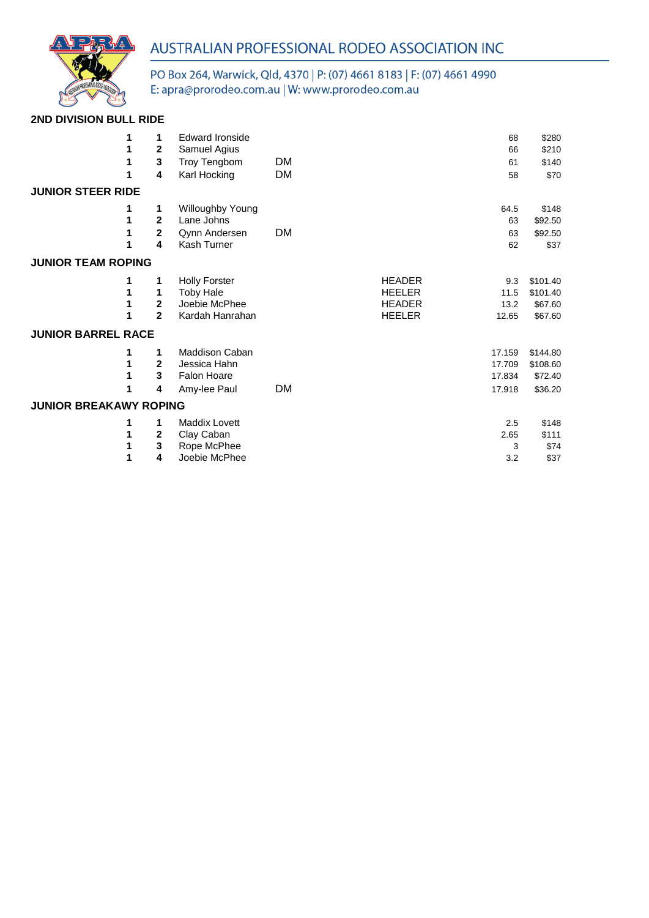# AUSTRALIAN PROFESSIONAL RODEO ASSOCIATION INC

PO Box 264, Warwick, Qld, 4370 | P: (07) 4661 8183 | F: (07) 4661 4990
E: apra@prorodeo.com.au | W: www.prorodeo.com.au

## 2ND DIVISION BULL RIDE

| | | | | | | |
|---|---|---|---|---|---|---|
| 1 | 1 | Edward Ironside | | | 68 | $280 |
| 1 | 2 | Samuel Agius | | | 66 | $210 |
| 1 | 3 | Troy Tengbom | DM | | 61 | $140 |
| 1 | 4 | Karl Hocking | DM | | 58 | $70 |

## JUNIOR STEER RIDE

| | | | | | | |
|---|---|---|---|---|---|---|
| 1 | 1 | Willoughby Young | | | 64.5 | $148 |
| 1 | 2 | Lane Johns | | | 63 | $92.50 |
| 1 | 2 | Qynn Andersen | DM | | 63 | $92.50 |
| 1 | 4 | Kash Turner | | | 62 | $37 |

## JUNIOR TEAM ROPING

| | | | | | | |
|---|---|---|---|---|---|---|
| 1 | 1 | Holly Forster | | HEADER | 9.3 | $101.40 |
| 1 | 1 | Toby Hale | | HEELER | 11.5 | $101.40 |
| 1 | 2 | Joebie McPhee | | HEADER | 13.2 | $67.60 |
| 1 | 2 | Kardah Hanrahan | | HEELER | 12.65 | $67.60 |

## JUNIOR BARREL RACE

| | | | | | | |
|---|---|---|---|---|---|---|
| 1 | 1 | Maddison Caban | | | 17.159 | $144.80 |
| 1 | 2 | Jessica Hahn | | | 17.709 | $108.60 |
| 1 | 3 | Falon Hoare | | | 17.834 | $72.40 |
| 1 | 4 | Amy-lee Paul | DM | | 17.918 | $36.20 |

## JUNIOR BREAKAWY ROPING

| | | | | | | |
|---|---|---|---|---|---|---|
| 1 | 1 | Maddix Lovett | | | 2.5 | $148 |
| 1 | 2 | Clay Caban | | | 2.65 | $111 |
| 1 | 3 | Rope McPhee | | | 3 | $74 |
| 1 | 4 | Joebie McPhee | | | 3.2 | $37 |